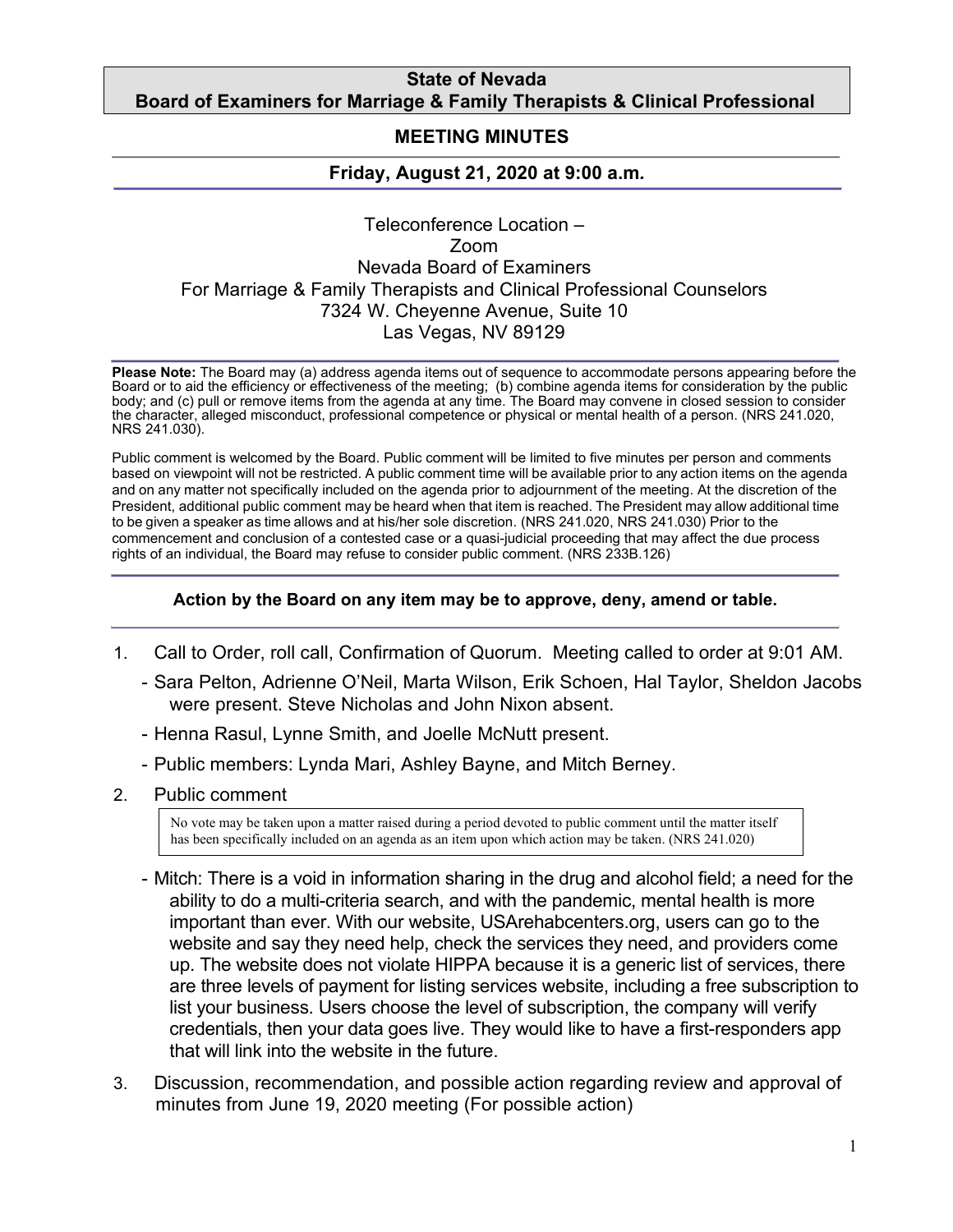**State of Nevada**
**Board of Examiners for Marriage & Family Therapists & Clinical Professional**

# MEETING MINUTES

## Friday, August 21, 2020 at 9:00 a.m.

Teleconference Location –
Zoom
Nevada Board of Examiners
For Marriage & Family Therapists and Clinical Professional Counselors
7324 W. Cheyenne Avenue, Suite 10
Las Vegas, NV 89129

**Please Note:** The Board may (a) address agenda items out of sequence to accommodate persons appearing before the Board or to aid the efficiency or effectiveness of the meeting; (b) combine agenda items for consideration by the public body; and (c) pull or remove items from the agenda at any time. The Board may convene in closed session to consider the character, alleged misconduct, professional competence or physical or mental health of a person. (NRS 241.020, NRS 241.030).

Public comment is welcomed by the Board. Public comment will be limited to five minutes per person and comments based on viewpoint will not be restricted. A public comment time will be available prior to any action items on the agenda and on any matter not specifically included on the agenda prior to adjournment of the meeting. At the discretion of the President, additional public comment may be heard when that item is reached. The President may allow additional time to be given a speaker as time allows and at his/her sole discretion. (NRS 241.020, NRS 241.030) Prior to the commencement and conclusion of a contested case or a quasi-judicial proceeding that may affect the due process rights of an individual, the Board may refuse to consider public comment. (NRS 233B.126)

**Action by the Board on any item may be to approve, deny, amend or table.**

1. Call to Order, roll call, Confirmation of Quorum. Meeting called to order at 9:01 AM.
   - Sara Pelton, Adrienne O'Neil, Marta Wilson, Erik Schoen, Hal Taylor, Sheldon Jacobs were present. Steve Nicholas and John Nixon absent.
   - Henna Rasul, Lynne Smith, and Joelle McNutt present.
   - Public members: Lynda Mari, Ashley Bayne, and Mitch Berney.
2. Public comment

   > No vote may be taken upon a matter raised during a period devoted to public comment until the matter itself has been specifically included on an agenda as an item upon which action may be taken. (NRS 241.020)

   - Mitch: There is a void in information sharing in the drug and alcohol field; a need for the ability to do a multi-criteria search, and with the pandemic, mental health is more important than ever. With our website, USArehabcenters.org, users can go to the website and say they need help, check the services they need, and providers come up. The website does not violate HIPPA because it is a generic list of services, there are three levels of payment for listing services website, including a free subscription to list your business. Users choose the level of subscription, the company will verify credentials, then your data goes live. They would like to have a first-responders app that will link into the website in the future.
3. Discussion, recommendation, and possible action regarding review and approval of minutes from June 19, 2020 meeting (For possible action)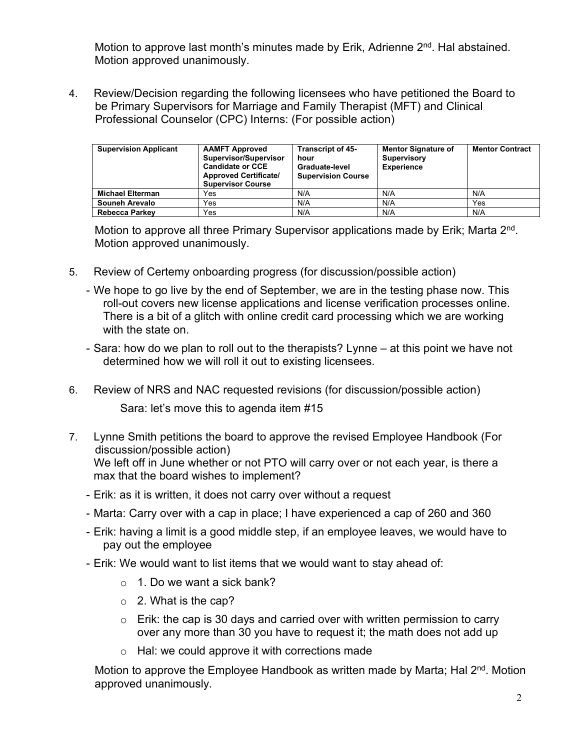Motion to approve last month's minutes made by Erik, Adrienne 2nd. Hal abstained. Motion approved unanimously.

4. Review/Decision regarding the following licensees who have petitioned the Board to be Primary Supervisors for Marriage and Family Therapist (MFT) and Clinical Professional Counselor (CPC) Interns: (For possible action)

| Supervision Applicant | AAMFT Approved Supervisor/Supervisor Candidate or CCE Approved Certificate/ Supervisor Course | Transcript of 45-hour Graduate-level Supervision Course | Mentor Signature of Supervisory Experience | Mentor Contract |
|---|---|---|---|---|
| **Michael Elterman** | Yes | N/A | N/A | N/A |
| **Souneh Arevalo** | Yes | N/A | N/A | Yes |
| **Rebecca Parkey** | Yes | N/A | N/A | N/A |

Motion to approve all three Primary Supervisor applications made by Erik; Marta 2nd. Motion approved unanimously.

5. Review of Certemy onboarding progress (for discussion/possible action)

- We hope to go live by the end of September, we are in the testing phase now. This roll-out covers new license applications and license verification processes online. There is a bit of a glitch with online credit card processing which we are working with the state on.
- Sara: how do we plan to roll out to the therapists? Lynne – at this point we have not determined how we will roll it out to existing licensees.

6. Review of NRS and NAC requested revisions (for discussion/possible action)

   Sara: let's move this to agenda item #15

7. Lynne Smith petitions the board to approve the revised Employee Handbook (For discussion/possible action)
   We left off in June whether or not PTO will carry over or not each year, is there a max that the board wishes to implement?

- Erik: as it is written, it does not carry over without a request
- Marta: Carry over with a cap in place; I have experienced a cap of 260 and 360
- Erik: having a limit is a good middle step, if an employee leaves, we would have to pay out the employee
- Erik: We would want to list items that we would want to stay ahead of:
  - 1. Do we want a sick bank?
  - 2. What is the cap?
  - Erik: the cap is 30 days and carried over with written permission to carry over any more than 30 you have to request it; the math does not add up
  - Hal: we could approve it with corrections made

Motion to approve the Employee Handbook as written made by Marta; Hal 2nd. Motion approved unanimously.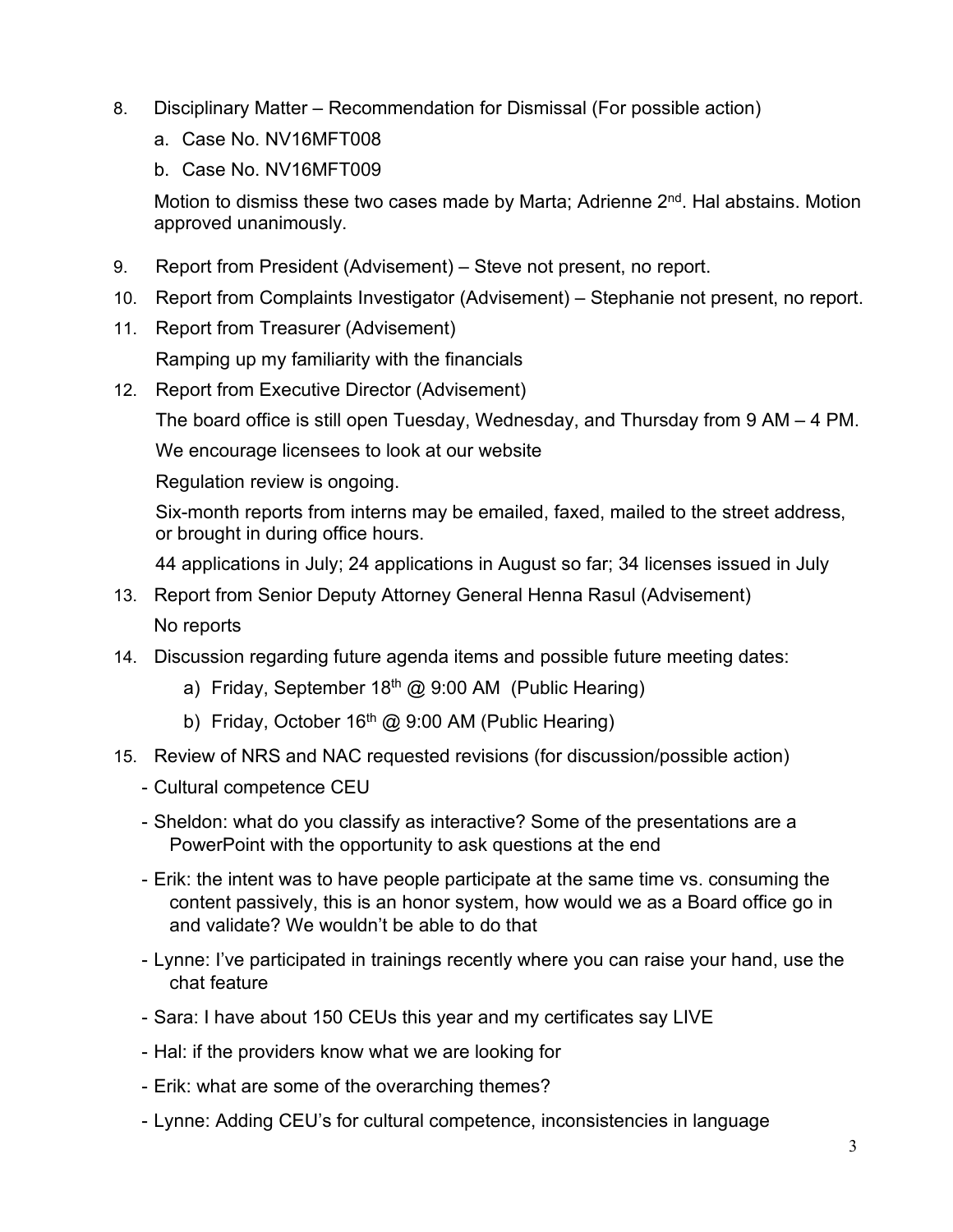8. Disciplinary Matter – Recommendation for Dismissal (For possible action)
   a. Case No. NV16MFT008
   b. Case No. NV16MFT009

   Motion to dismiss these two cases made by Marta; Adrienne 2nd. Hal abstains. Motion approved unanimously.

9. Report from President (Advisement) – Steve not present, no report.
10. Report from Complaints Investigator (Advisement) – Stephanie not present, no report.
11. Report from Treasurer (Advisement)

    Ramping up my familiarity with the financials

12. Report from Executive Director (Advisement)

    The board office is still open Tuesday, Wednesday, and Thursday from 9 AM – 4 PM.

    We encourage licensees to look at our website

    Regulation review is ongoing.

    Six-month reports from interns may be emailed, faxed, mailed to the street address, or brought in during office hours.

    44 applications in July; 24 applications in August so far; 34 licenses issued in July

13. Report from Senior Deputy Attorney General Henna Rasul (Advisement)

    No reports

14. Discussion regarding future agenda items and possible future meeting dates:
    a) Friday, September 18th @ 9:00 AM (Public Hearing)
    b) Friday, October 16th @ 9:00 AM (Public Hearing)
15. Review of NRS and NAC requested revisions (for discussion/possible action)
    - Cultural competence CEU
    - Sheldon: what do you classify as interactive? Some of the presentations are a PowerPoint with the opportunity to ask questions at the end
    - Erik: the intent was to have people participate at the same time vs. consuming the content passively, this is an honor system, how would we as a Board office go in and validate? We wouldn't be able to do that
    - Lynne: I've participated in trainings recently where you can raise your hand, use the chat feature
    - Sara: I have about 150 CEUs this year and my certificates say LIVE
    - Hal: if the providers know what we are looking for
    - Erik: what are some of the overarching themes?
    - Lynne: Adding CEU's for cultural competence, inconsistencies in language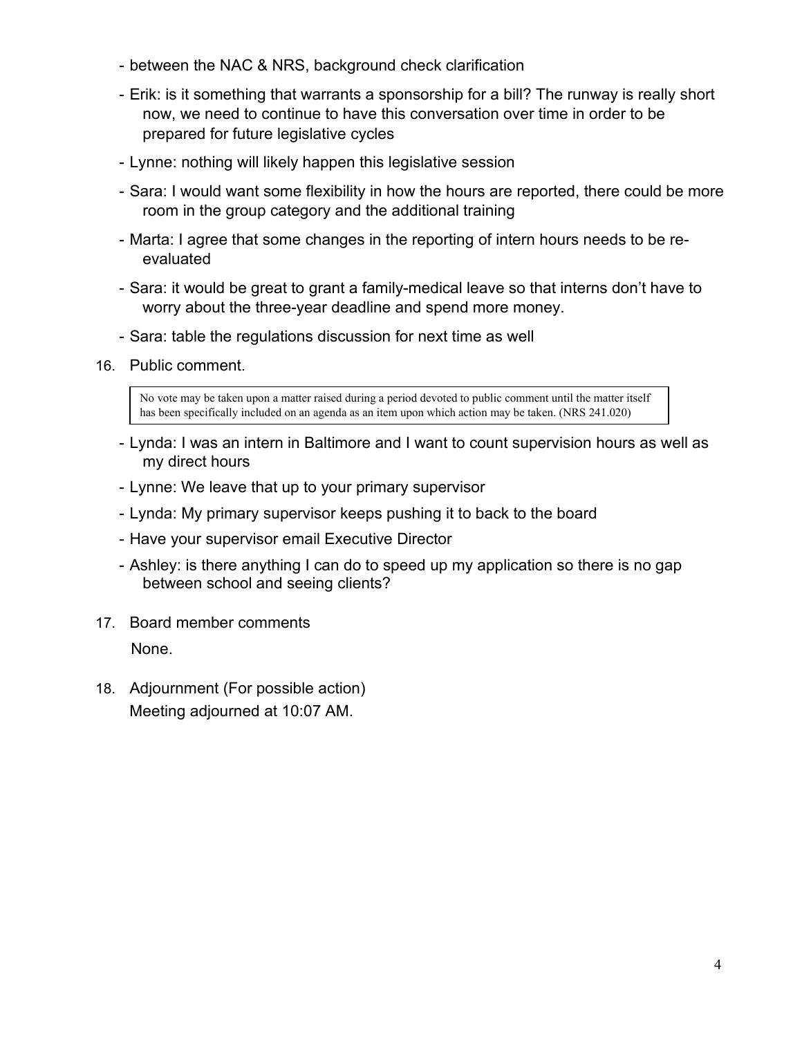- between the NAC & NRS, background check clarification
- Erik: is it something that warrants a sponsorship for a bill? The runway is really short now, we need to continue to have this conversation over time in order to be prepared for future legislative cycles
- Lynne: nothing will likely happen this legislative session
- Sara: I would want some flexibility in how the hours are reported, there could be more room in the group category and the additional training
- Marta: I agree that some changes in the reporting of intern hours needs to be re-evaluated
- Sara: it would be great to grant a family-medical leave so that interns don't have to worry about the three-year deadline and spend more money.
- Sara: table the regulations discussion for next time as well

16. Public comment.

> No vote may be taken upon a matter raised during a period devoted to public comment until the matter itself has been specifically included on an agenda as an item upon which action may be taken. (NRS 241.020)

- Lynda: I was an intern in Baltimore and I want to count supervision hours as well as my direct hours
- Lynne: We leave that up to your primary supervisor
- Lynda: My primary supervisor keeps pushing it to back to the board
- Have your supervisor email Executive Director
- Ashley: is there anything I can do to speed up my application so there is no gap between school and seeing clients?

17. Board member comments

    None.

18. Adjournment (For possible action)

    Meeting adjourned at 10:07 AM.